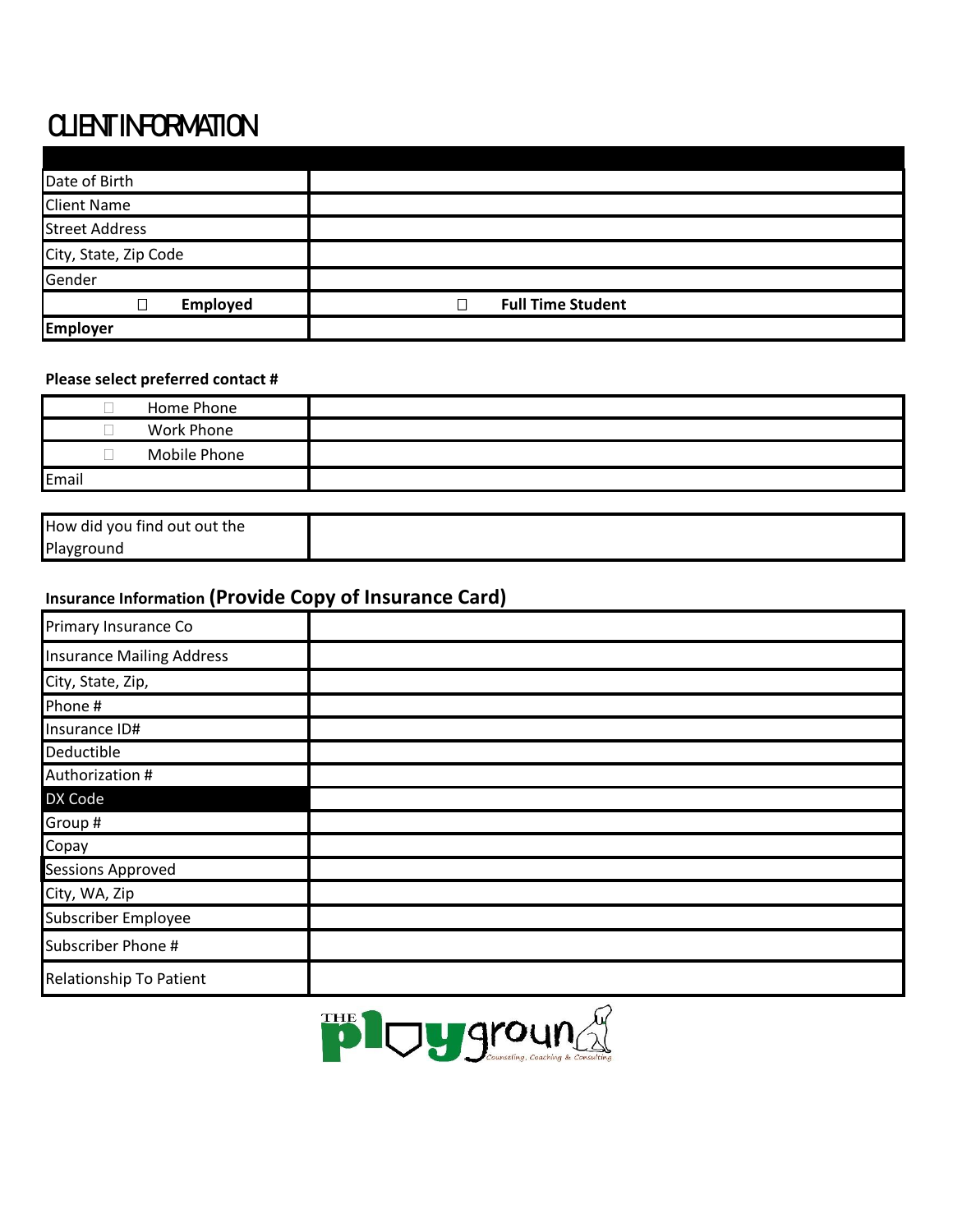# CLIENT INFORMATION

| | |
|---|---|
| Date of Birth | |
| Client Name | |
| Street Address | |
| City, State, Zip Code | |
| Gender | |
| ☐ **Employed** | ☐ **Full Time Student** |
| **Employer** | |

**Please select preferred contact #**

| | |
|---|---|
| ☐ Home Phone | |
| ☐ Work Phone | |
| ☐ Mobile Phone | |
| Email | |

| | |
|---|---|
| How did you find out out the Playground | |

**Insurance Information (Provide Copy of Insurance Card)**

| | |
|---|---|
| Primary Insurance Co | |
| Insurance Mailing Address | |
| City, State, Zip, | |
| Phone # | |
| Insurance ID# | |
| Deductible | |
| Authorization # | |
| DX Code | |
| Group # | |
| Copay | |
| Sessions Approved | |
| City, WA, Zip | |
| Subscriber Employee | |
| Subscriber Phone # | |
| Relationship To Patient | |

THE playground Counseling, Coaching & Consulting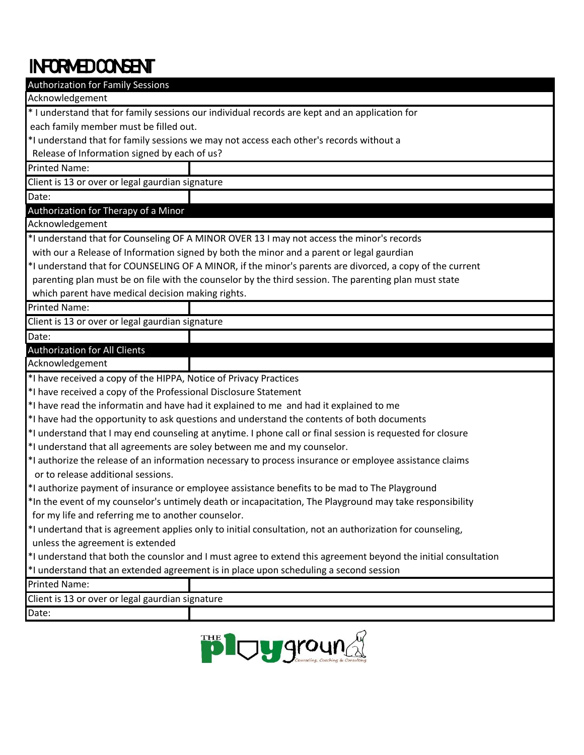# INFORMED CONSENT

## Authorization for Family Sessions

Acknowledgement

* I understand that for family sessions our individual records are kept and an application for each family member must be filled out.
*I understand that for family sessions we may not access each other's records without a Release of Information signed by each of us?

| | |
|---|---|
| Printed Name: | |
| Client is 13 or over or legal gaurdian signature | |
| Date: | |

## Authorization for Therapy of a Minor

Acknowledgement

*I understand that for Counseling OF A MINOR OVER 13 I may not access the minor's records with our a Release of Information signed by both the minor and a parent or legal gaurdian
*I understand that for COUNSELING OF A MINOR, if the minor's parents are divorced, a copy of the current parenting plan must be on file with the counselor by the third session. The parenting plan must state which parent have medical decision making rights.

| | |
|---|---|
| Printed Name: | |
| Client is 13 or over or legal gaurdian signature | |
| Date: | |

## Authorization for All Clients

Acknowledgement

*I have received a copy of the HIPPA, Notice of Privacy Practices
*I have received a copy of the Professional Disclosure Statement
*I have read the informatin and have had it explained to me and had it explained to me
*I have had the opportunity to ask questions and understand the contents of both documents
*I understand that I may end counseling at anytime. I phone call or final session is requested for closure
*I understand that all agreements are soley between me and my counselor.
*I authorize the release of an information necessary to process insurance or employee assistance claims or to release additional sessions.
*I authorize payment of insurance or employee assistance benefits to be mad to The Playground
*In the event of my counselor's untimely death or incapacitation, The Playground may take responsibility for my life and referring me to another counselor.
*I undertand that is agreement applies only to initial consultation, not an authorization for counseling, unless the agreement is extended
*I understand that both the counslor and I must agree to extend this agreement beyond the initial consultation
*I understand that an extended agreement is in place upon scheduling a second session

| | |
|---|---|
| Printed Name: | |
| Client is 13 or over or legal gaurdian signature | |
| Date: | |

THE playground
Counseling, Coaching & Consulting